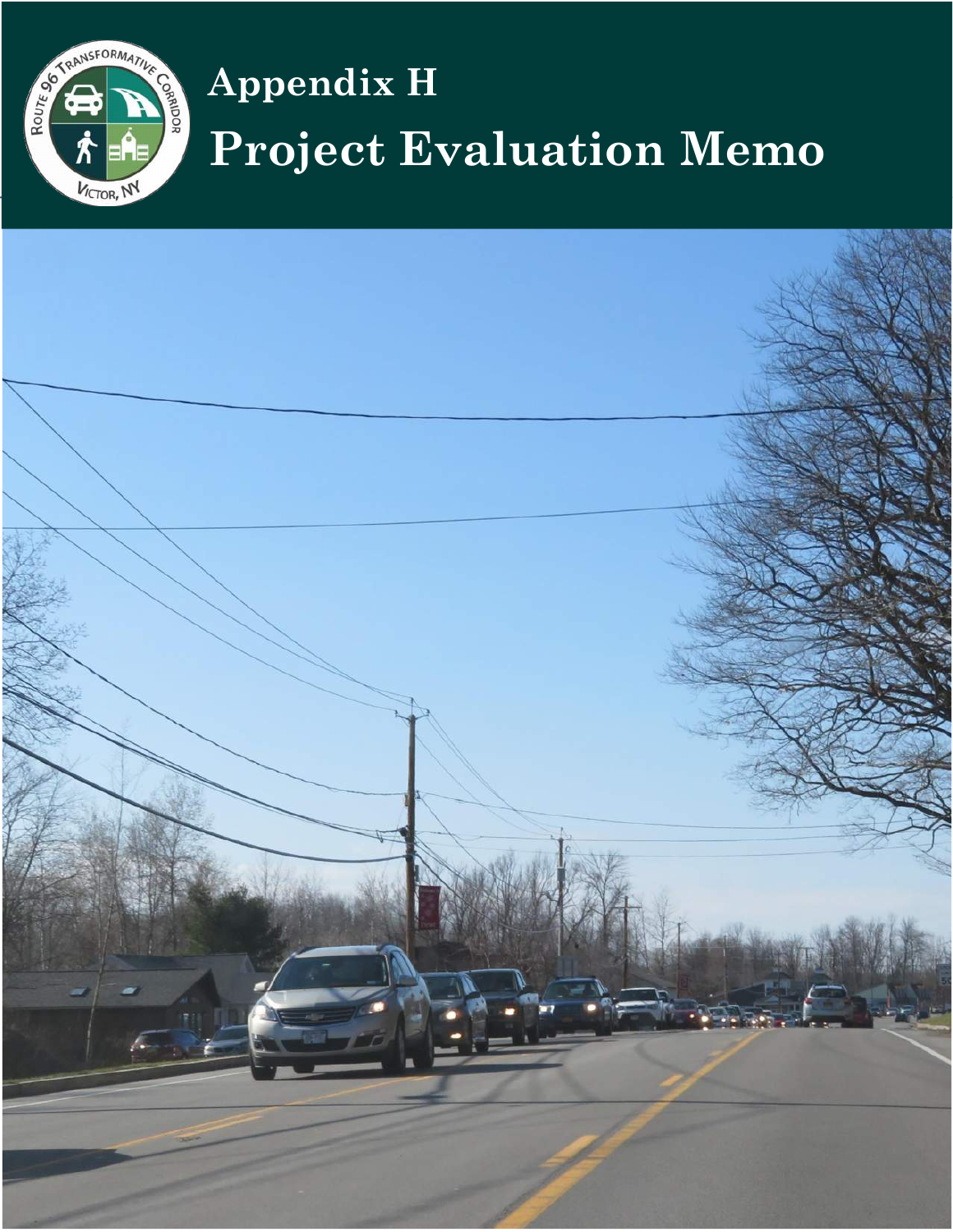# Appendix H

# Project Evaluation Memo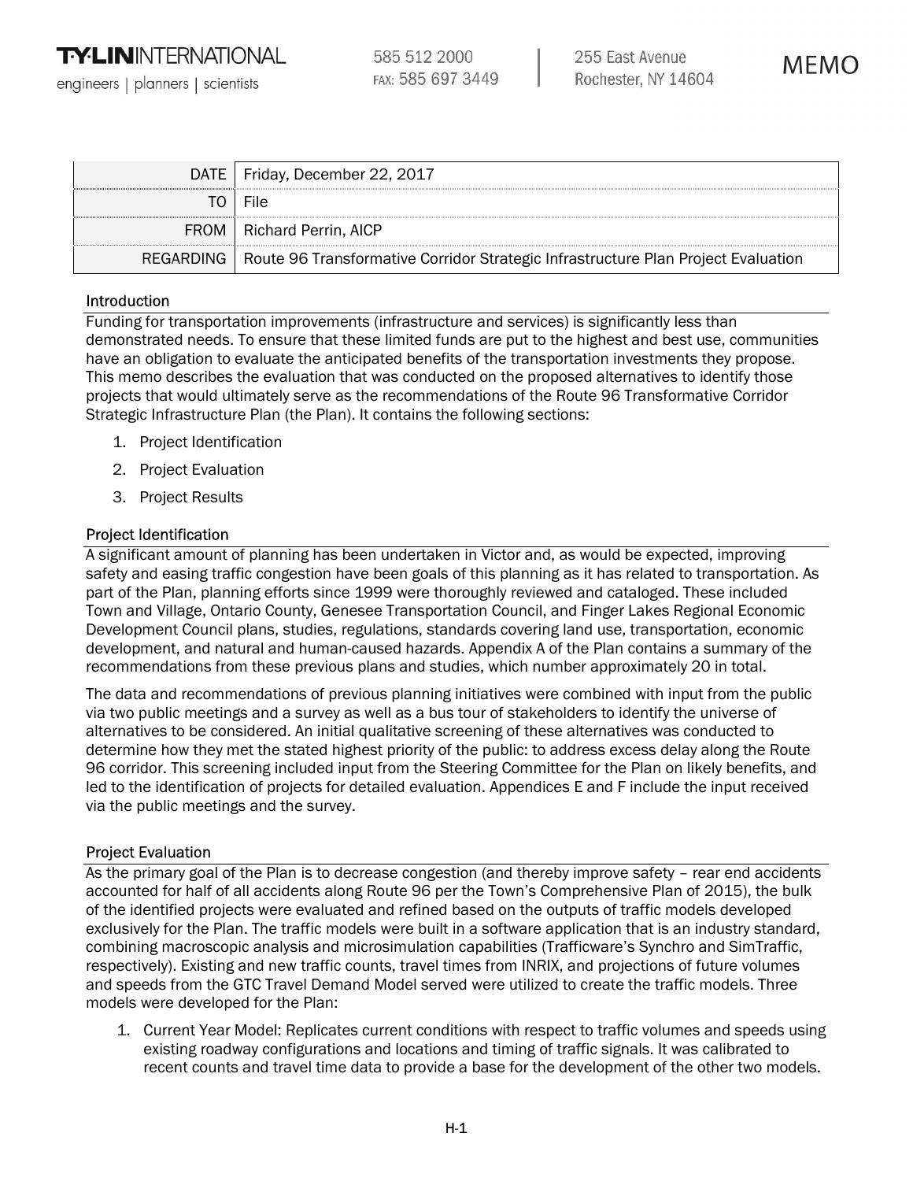**T·Y·LIN INTERNATIONAL**
engineers | planners | scientists

585 512 2000
FAX: 585 697 3449

255 East Avenue
Rochester, NY 14604

# MEMO

| | |
|---|---|
| DATE | Friday, December 22, 2017 |
| TO | File |
| FROM | Richard Perrin, AICP |
| REGARDING | Route 96 Transformative Corridor Strategic Infrastructure Plan Project Evaluation |

## Introduction

Funding for transportation improvements (infrastructure and services) is significantly less than demonstrated needs. To ensure that these limited funds are put to the highest and best use, communities have an obligation to evaluate the anticipated benefits of the transportation investments they propose. This memo describes the evaluation that was conducted on the proposed alternatives to identify those projects that would ultimately serve as the recommendations of the Route 96 Transformative Corridor Strategic Infrastructure Plan (the Plan). It contains the following sections:

1. Project Identification
2. Project Evaluation
3. Project Results

## Project Identification

A significant amount of planning has been undertaken in Victor and, as would be expected, improving safety and easing traffic congestion have been goals of this planning as it has related to transportation. As part of the Plan, planning efforts since 1999 were thoroughly reviewed and cataloged. These included Town and Village, Ontario County, Genesee Transportation Council, and Finger Lakes Regional Economic Development Council plans, studies, regulations, standards covering land use, transportation, economic development, and natural and human-caused hazards. Appendix A of the Plan contains a summary of the recommendations from these previous plans and studies, which number approximately 20 in total.

The data and recommendations of previous planning initiatives were combined with input from the public via two public meetings and a survey as well as a bus tour of stakeholders to identify the universe of alternatives to be considered. An initial qualitative screening of these alternatives was conducted to determine how they met the stated highest priority of the public: to address excess delay along the Route 96 corridor. This screening included input from the Steering Committee for the Plan on likely benefits, and led to the identification of projects for detailed evaluation. Appendices E and F include the input received via the public meetings and the survey.

## Project Evaluation

As the primary goal of the Plan is to decrease congestion (and thereby improve safety – rear end accidents accounted for half of all accidents along Route 96 per the Town's Comprehensive Plan of 2015), the bulk of the identified projects were evaluated and refined based on the outputs of traffic models developed exclusively for the Plan. The traffic models were built in a software application that is an industry standard, combining macroscopic analysis and microsimulation capabilities (Trafficware's Synchro and SimTraffic, respectively). Existing and new traffic counts, travel times from INRIX, and projections of future volumes and speeds from the GTC Travel Demand Model served were utilized to create the traffic models. Three models were developed for the Plan:

1. Current Year Model: Replicates current conditions with respect to traffic volumes and speeds using existing roadway configurations and locations and timing of traffic signals. It was calibrated to recent counts and travel time data to provide a base for the development of the other two models.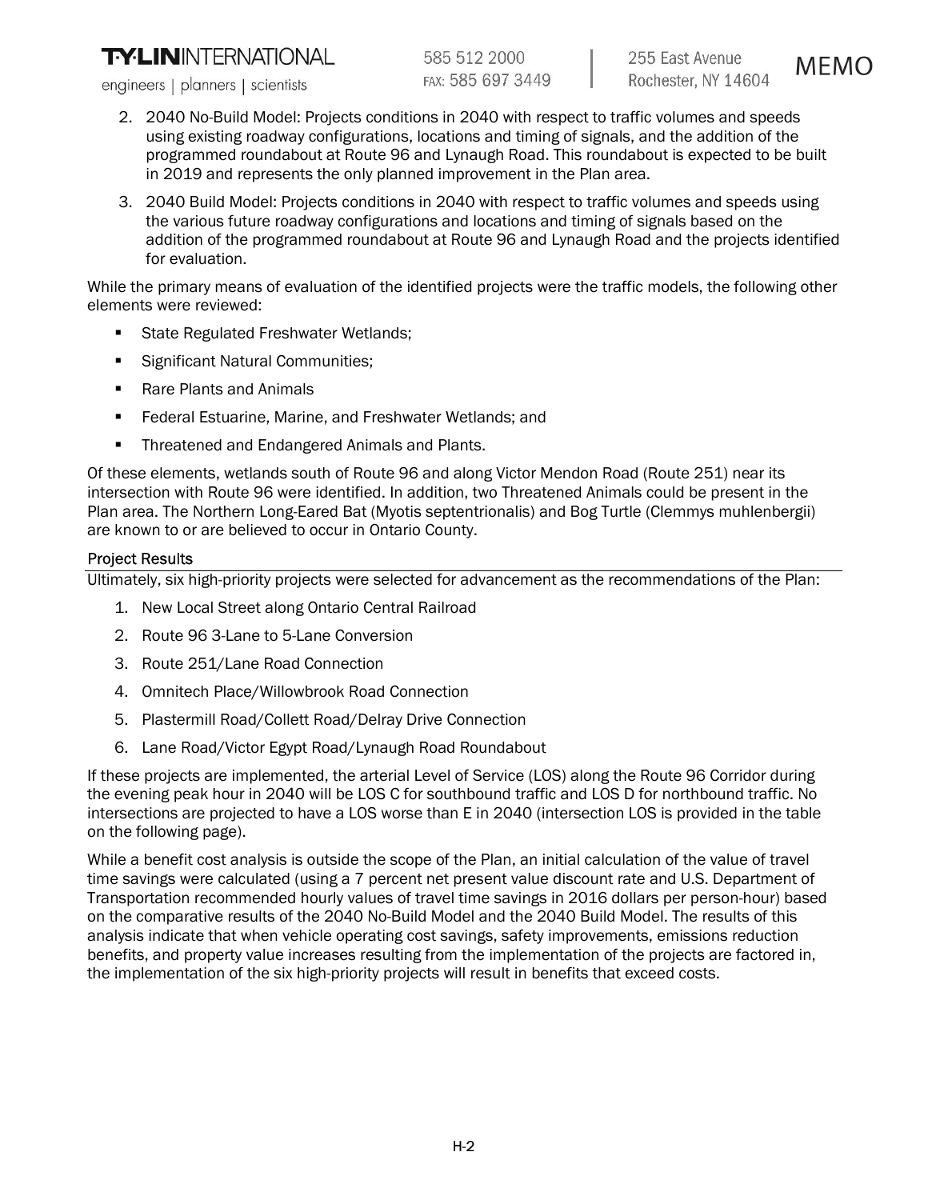2. 2040 No-Build Model: Projects conditions in 2040 with respect to traffic volumes and speeds using existing roadway configurations, locations and timing of signals, and the addition of the programmed roundabout at Route 96 and Lynaugh Road. This roundabout is expected to be built in 2019 and represents the only planned improvement in the Plan area.
3. 2040 Build Model: Projects conditions in 2040 with respect to traffic volumes and speeds using the various future roadway configurations and locations and timing of signals based on the addition of the programmed roundabout at Route 96 and Lynaugh Road and the projects identified for evaluation.

While the primary means of evaluation of the identified projects were the traffic models, the following other elements were reviewed:

- State Regulated Freshwater Wetlands;
- Significant Natural Communities;
- Rare Plants and Animals
- Federal Estuarine, Marine, and Freshwater Wetlands; and
- Threatened and Endangered Animals and Plants.

Of these elements, wetlands south of Route 96 and along Victor Mendon Road (Route 251) near its intersection with Route 96 were identified. In addition, two Threatened Animals could be present in the Plan area. The Northern Long-Eared Bat (Myotis septentrionalis) and Bog Turtle (Clemmys muhlenbergii) are known to or are believed to occur in Ontario County.

### Project Results

Ultimately, six high-priority projects were selected for advancement as the recommendations of the Plan:

1. New Local Street along Ontario Central Railroad
2. Route 96 3-Lane to 5-Lane Conversion
3. Route 251/Lane Road Connection
4. Omnitech Place/Willowbrook Road Connection
5. Plastermill Road/Collett Road/Delray Drive Connection
6. Lane Road/Victor Egypt Road/Lynaugh Road Roundabout

If these projects are implemented, the arterial Level of Service (LOS) along the Route 96 Corridor during the evening peak hour in 2040 will be LOS C for southbound traffic and LOS D for northbound traffic. No intersections are projected to have a LOS worse than E in 2040 (intersection LOS is provided in the table on the following page).

While a benefit cost analysis is outside the scope of the Plan, an initial calculation of the value of travel time savings were calculated (using a 7 percent net present value discount rate and U.S. Department of Transportation recommended hourly values of travel time savings in 2016 dollars per person-hour) based on the comparative results of the 2040 No-Build Model and the 2040 Build Model. The results of this analysis indicate that when vehicle operating cost savings, safety improvements, emissions reduction benefits, and property value increases resulting from the implementation of the projects are factored in, the implementation of the six high-priority projects will result in benefits that exceed costs.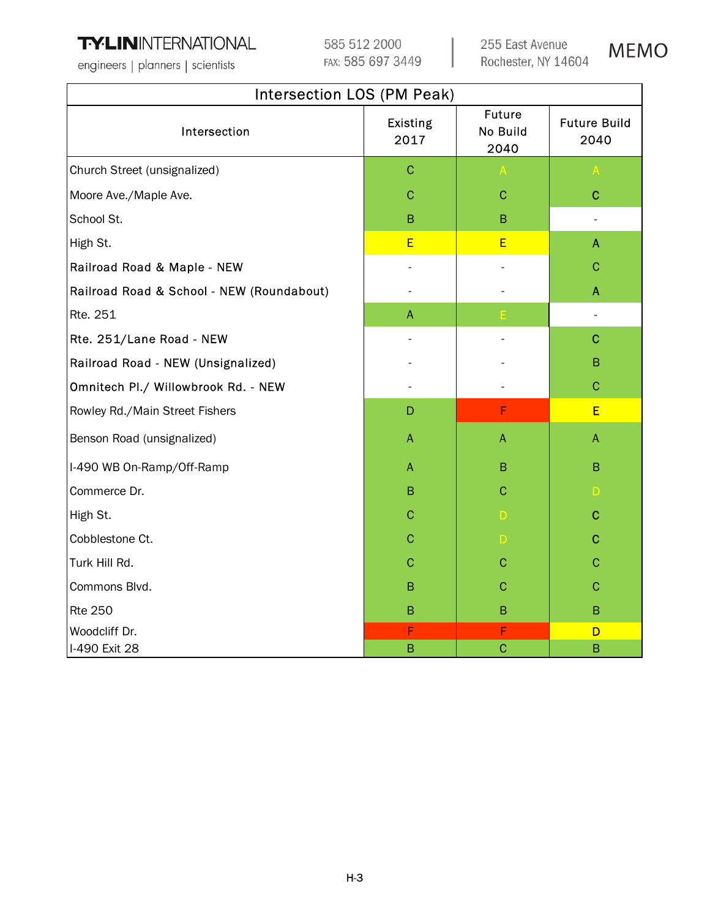**TYLININTERNATIONAL**
engineers | planners | scientists

585 512 2000
FAX: 585 697 3449

255 East Avenue
Rochester, NY 14604

# MEMO

| Intersection LOS (PM Peak) | | | |
|---|---|---|---|
| Intersection | Existing 2017 | Future No Build 2040 | Future Build 2040 |
| Church Street (unsignalized) | C | A | A |
| Moore Ave./Maple Ave. | C | C | C |
| School St. | B | B | - |
| High St. | E | E | A |
| Railroad Road & Maple - NEW | - | - | C |
| Railroad Road & School - NEW (Roundabout) | - | - | A |
| Rte. 251 | A | E | - |
| Rte. 251/Lane Road - NEW | - | - | C |
| Railroad Road - NEW (Unsignalized) | - | - | B |
| Omnitech Pl./ Willowbrook Rd. - NEW | - | - | C |
| Rowley Rd./Main Street Fishers | D | F | E |
| Benson Road (unsignalized) | A | A | A |
| I-490 WB On-Ramp/Off-Ramp | A | B | B |
| Commerce Dr. | B | C | D |
| High St. | C | D | C |
| Cobblestone Ct. | C | D | C |
| Turk Hill Rd. | C | C | C |
| Commons Blvd. | B | C | C |
| Rte 250 | B | B | B |
| Woodcliff Dr. | F | F | D |
| I-490 Exit 28 | B | C | B |